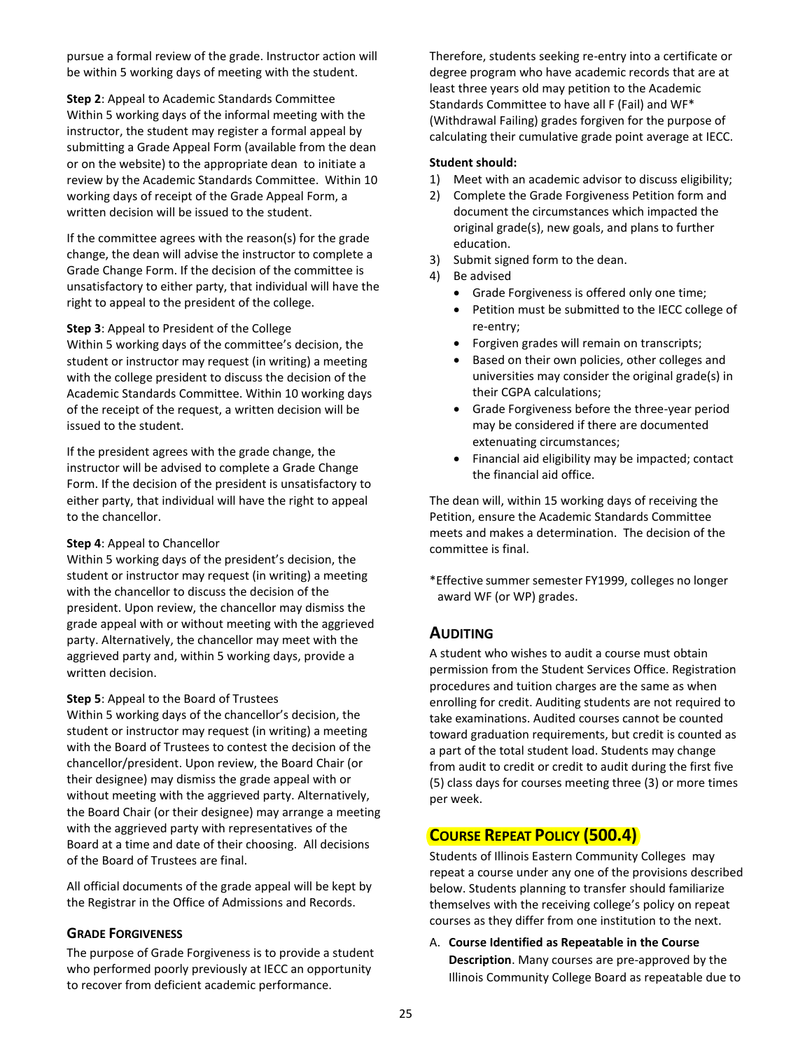pursue a formal review of the grade. Instructor action will be within 5 working days of meeting with the student.

**Step 2**: Appeal to Academic Standards Committee
Within 5 working days of the informal meeting with the instructor, the student may register a formal appeal by submitting a Grade Appeal Form (available from the dean or on the website) to the appropriate dean to initiate a review by the Academic Standards Committee. Within 10 working days of receipt of the Grade Appeal Form, a written decision will be issued to the student.

If the committee agrees with the reason(s) for the grade change, the dean will advise the instructor to complete a Grade Change Form. If the decision of the committee is unsatisfactory to either party, that individual will have the right to appeal to the president of the college.

**Step 3**: Appeal to President of the College
Within 5 working days of the committee's decision, the student or instructor may request (in writing) a meeting with the college president to discuss the decision of the Academic Standards Committee. Within 10 working days of the receipt of the request, a written decision will be issued to the student.

If the president agrees with the grade change, the instructor will be advised to complete a Grade Change Form. If the decision of the president is unsatisfactory to either party, that individual will have the right to appeal to the chancellor.

**Step 4**: Appeal to Chancellor
Within 5 working days of the president's decision, the student or instructor may request (in writing) a meeting with the chancellor to discuss the decision of the president. Upon review, the chancellor may dismiss the grade appeal with or without meeting with the aggrieved party. Alternatively, the chancellor may meet with the aggrieved party and, within 5 working days, provide a written decision.

**Step 5**: Appeal to the Board of Trustees
Within 5 working days of the chancellor's decision, the student or instructor may request (in writing) a meeting with the Board of Trustees to contest the decision of the chancellor/president. Upon review, the Board Chair (or their designee) may dismiss the grade appeal with or without meeting with the aggrieved party. Alternatively, the Board Chair (or their designee) may arrange a meeting with the aggrieved party with representatives of the Board at a time and date of their choosing. All decisions of the Board of Trustees are final.

All official documents of the grade appeal will be kept by the Registrar in the Office of Admissions and Records.

### Grade Forgiveness

The purpose of Grade Forgiveness is to provide a student who performed poorly previously at IECC an opportunity to recover from deficient academic performance.

Therefore, students seeking re-entry into a certificate or degree program who have academic records that are at least three years old may petition to the Academic Standards Committee to have all F (Fail) and WF* (Withdrawal Failing) grades forgiven for the purpose of calculating their cumulative grade point average at IECC.

**Student should:**

1) Meet with an academic advisor to discuss eligibility;
2) Complete the Grade Forgiveness Petition form and document the circumstances which impacted the original grade(s), new goals, and plans to further education.
3) Submit signed form to the dean.
4) Be advised
   - Grade Forgiveness is offered only one time;
   - Petition must be submitted to the IECC college of re-entry;
   - Forgiven grades will remain on transcripts;
   - Based on their own policies, other colleges and universities may consider the original grade(s) in their CGPA calculations;
   - Grade Forgiveness before the three-year period may be considered if there are documented extenuating circumstances;
   - Financial aid eligibility may be impacted; contact the financial aid office.

The dean will, within 15 working days of receiving the Petition, ensure the Academic Standards Committee meets and makes a determination. The decision of the committee is final.

*Effective summer semester FY1999, colleges no longer award WF (or WP) grades.

## Auditing

A student who wishes to audit a course must obtain permission from the Student Services Office. Registration procedures and tuition charges are the same as when enrolling for credit. Auditing students are not required to take examinations. Audited courses cannot be counted toward graduation requirements, but credit is counted as a part of the total student load. Students may change from audit to credit or credit to audit during the first five (5) class days for courses meeting three (3) or more times per week.

## Course Repeat Policy (500.4)

Students of Illinois Eastern Community Colleges may repeat a course under any one of the provisions described below. Students planning to transfer should familiarize themselves with the receiving college's policy on repeat courses as they differ from one institution to the next.

A. **Course Identified as Repeatable in the Course Description**. Many courses are pre-approved by the Illinois Community College Board as repeatable due to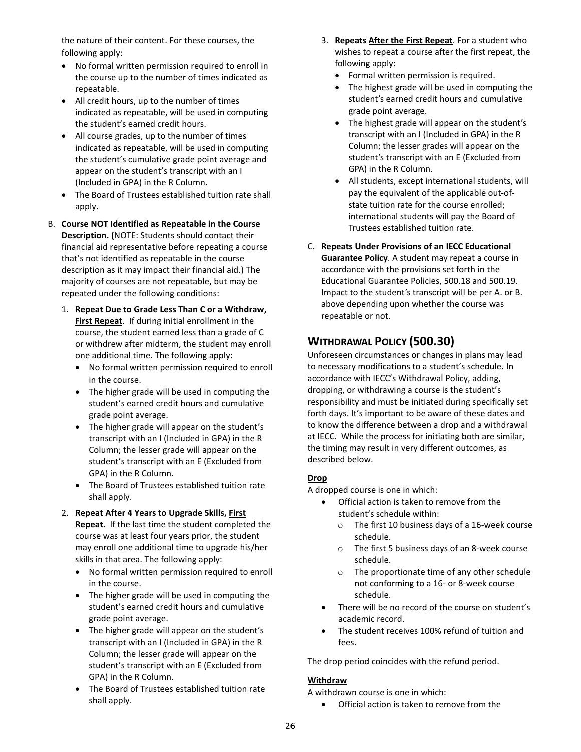the nature of their content. For these courses, the following apply:

- No formal written permission required to enroll in the course up to the number of times indicated as repeatable.
- All credit hours, up to the number of times indicated as repeatable, will be used in computing the student's earned credit hours.
- All course grades, up to the number of times indicated as repeatable, will be used in computing the student's cumulative grade point average and appear on the student's transcript with an I (Included in GPA) in the R Column.
- The Board of Trustees established tuition rate shall apply.

B. **Course NOT Identified as Repeatable in the Course Description. (**NOTE: Students should contact their financial aid representative before repeating a course that's not identified as repeatable in the course description as it may impact their financial aid.) The majority of courses are not repeatable, but may be repeated under the following conditions:

1. **Repeat Due to Grade Less Than C or a Withdraw, <u>First Repeat</u>**. If during initial enrollment in the course, the student earned less than a grade of C or withdrew after midterm, the student may enroll one additional time. The following apply:
   - No formal written permission required to enroll in the course.
   - The higher grade will be used in computing the student's earned credit hours and cumulative grade point average.
   - The higher grade will appear on the student's transcript with an I (Included in GPA) in the R Column; the lesser grade will appear on the student's transcript with an E (Excluded from GPA) in the R Column.
   - The Board of Trustees established tuition rate shall apply.

2. **Repeat After 4 Years to Upgrade Skills, <u>First Repeat</u>.** If the last time the student completed the course was at least four years prior, the student may enroll one additional time to upgrade his/her skills in that area. The following apply:
   - No formal written permission required to enroll in the course.
   - The higher grade will be used in computing the student's earned credit hours and cumulative grade point average.
   - The higher grade will appear on the student's transcript with an I (Included in GPA) in the R Column; the lesser grade will appear on the student's transcript with an E (Excluded from GPA) in the R Column.
   - The Board of Trustees established tuition rate shall apply.

3. **Repeats <u>After the First Repeat</u>**. For a student who wishes to repeat a course after the first repeat, the following apply:
   - Formal written permission is required.
   - The highest grade will be used in computing the student's earned credit hours and cumulative grade point average.
   - The highest grade will appear on the student's transcript with an I (Included in GPA) in the R Column; the lesser grades will appear on the student's transcript with an E (Excluded from GPA) in the R Column.
   - All students, except international students, will pay the equivalent of the applicable out-of-state tuition rate for the course enrolled; international students will pay the Board of Trustees established tuition rate.

C. **Repeats Under Provisions of an IECC Educational Guarantee Policy**. A student may repeat a course in accordance with the provisions set forth in the Educational Guarantee Policies, 500.18 and 500.19. Impact to the student's transcript will be per A. or B. above depending upon whether the course was repeatable or not.

## WITHDRAWAL POLICY (500.30)

Unforeseen circumstances or changes in plans may lead to necessary modifications to a student's schedule. In accordance with IECC's Withdrawal Policy, adding, dropping, or withdrawing a course is the student's responsibility and must be initiated during specifically set forth days. It's important to be aware of these dates and to know the difference between a drop and a withdrawal at IECC. While the process for initiating both are similar, the timing may result in very different outcomes, as described below.

**<u>Drop</u>**

A dropped course is one in which:

- Official action is taken to remove from the student's schedule within:
  - The first 10 business days of a 16-week course schedule.
  - The first 5 business days of an 8-week course schedule.
  - The proportionate time of any other schedule not conforming to a 16- or 8-week course schedule.
- There will be no record of the course on student's academic record.
- The student receives 100% refund of tuition and fees.

The drop period coincides with the refund period.

**<u>Withdraw</u>**

A withdrawn course is one in which:

- Official action is taken to remove from the